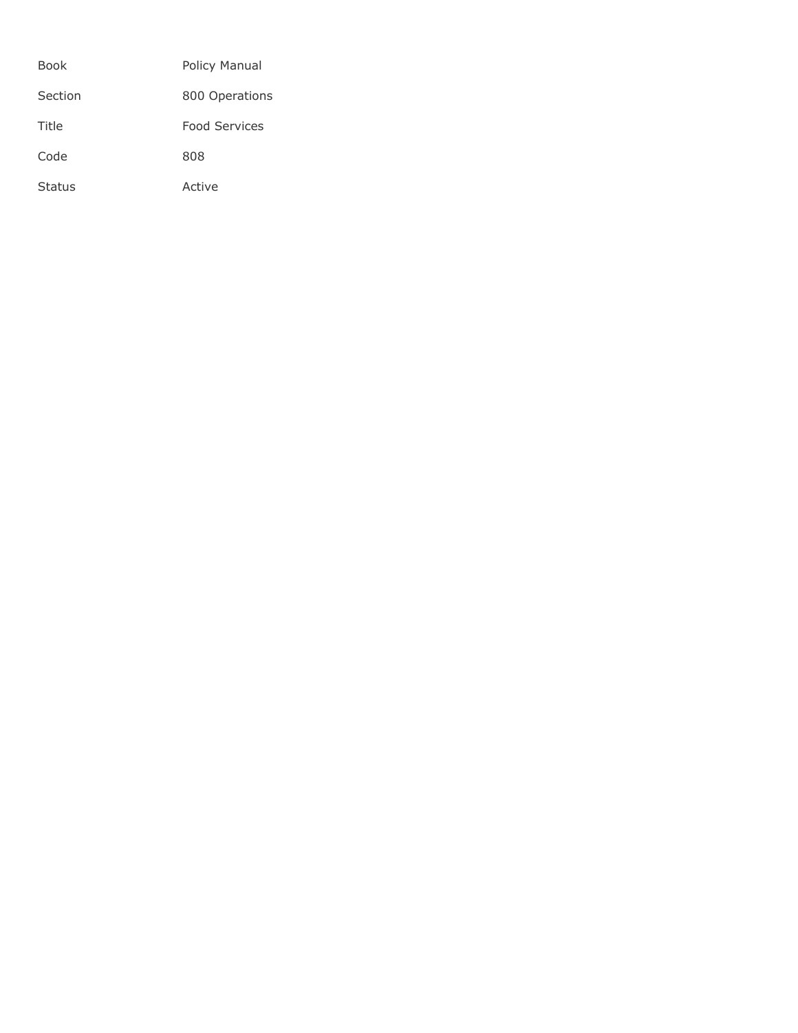| | |
|---|---|
| Book | Policy Manual |
| Section | 800 Operations |
| Title | Food Services |
| Code | 808 |
| Status | Active |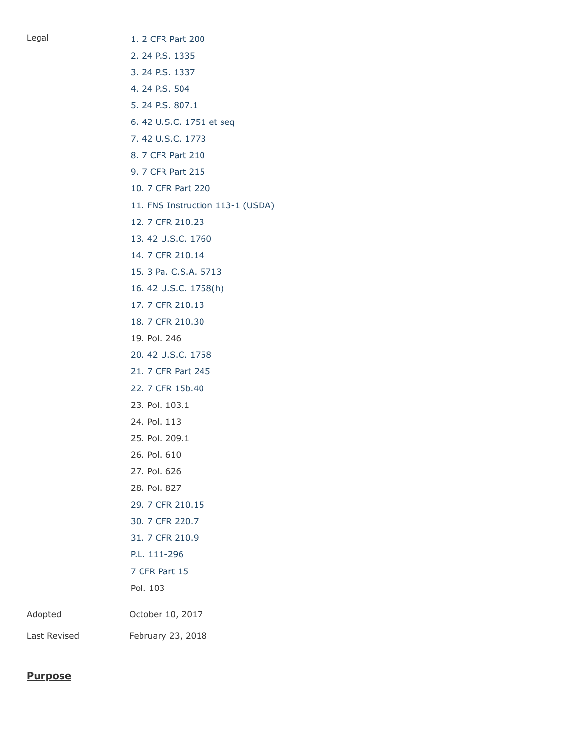| | |
|---|---|
| Legal | 1. 2 CFR Part 200 |
| | 2. 24 P.S. 1335 |
| | 3. 24 P.S. 1337 |
| | 4. 24 P.S. 504 |
| | 5. 24 P.S. 807.1 |
| | 6. 42 U.S.C. 1751 et seq |
| | 7. 42 U.S.C. 1773 |
| | 8. 7 CFR Part 210 |
| | 9. 7 CFR Part 215 |
| | 10. 7 CFR Part 220 |
| | 11. FNS Instruction 113-1 (USDA) |
| | 12. 7 CFR 210.23 |
| | 13. 42 U.S.C. 1760 |
| | 14. 7 CFR 210.14 |
| | 15. 3 Pa. C.S.A. 5713 |
| | 16. 42 U.S.C. 1758(h) |
| | 17. 7 CFR 210.13 |
| | 18. 7 CFR 210.30 |
| | 19. Pol. 246 |
| | 20. 42 U.S.C. 1758 |
| | 21. 7 CFR Part 245 |
| | 22. 7 CFR 15b.40 |
| | 23. Pol. 103.1 |
| | 24. Pol. 113 |
| | 25. Pol. 209.1 |
| | 26. Pol. 610 |
| | 27. Pol. 626 |
| | 28. Pol. 827 |
| | 29. 7 CFR 210.15 |
| | 30. 7 CFR 220.7 |
| | 31. 7 CFR 210.9 |
| | P.L. 111-296 |
| | 7 CFR Part 15 |
| | Pol. 103 |
| Adopted | October 10, 2017 |
| Last Revised | February 23, 2018 |

## Purpose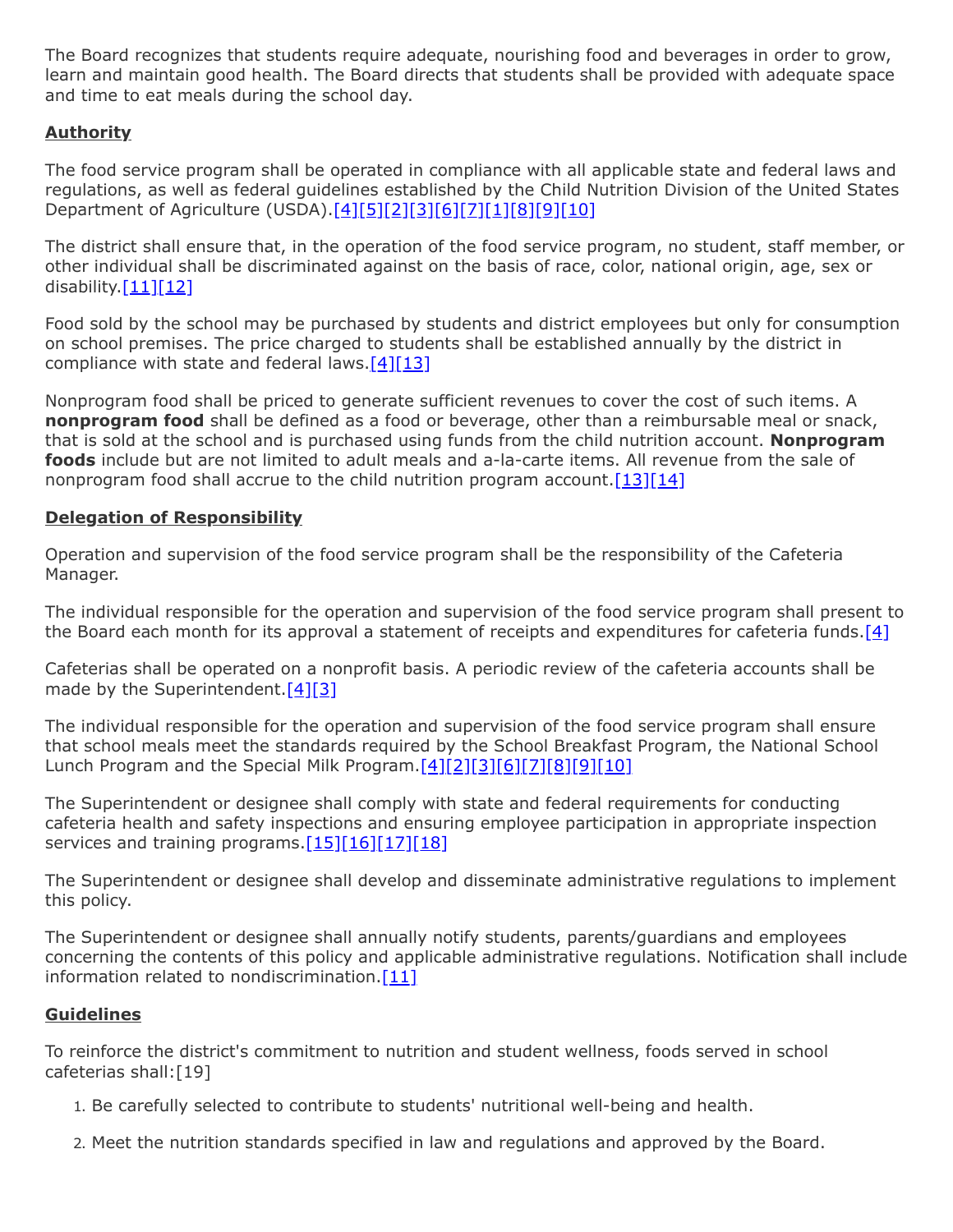The Board recognizes that students require adequate, nourishing food and beverages in order to grow, learn and maintain good health. The Board directs that students shall be provided with adequate space and time to eat meals during the school day.

**Authority**

The food service program shall be operated in compliance with all applicable state and federal laws and regulations, as well as federal guidelines established by the Child Nutrition Division of the United States Department of Agriculture (USDA).[4][5][2][3][6][7][1][8][9][10]

The district shall ensure that, in the operation of the food service program, no student, staff member, or other individual shall be discriminated against on the basis of race, color, national origin, age, sex or disability.[11][12]

Food sold by the school may be purchased by students and district employees but only for consumption on school premises. The price charged to students shall be established annually by the district in compliance with state and federal laws.[4][13]

Nonprogram food shall be priced to generate sufficient revenues to cover the cost of such items. A **nonprogram food** shall be defined as a food or beverage, other than a reimbursable meal or snack, that is sold at the school and is purchased using funds from the child nutrition account. **Nonprogram foods** include but are not limited to adult meals and a-la-carte items. All revenue from the sale of nonprogram food shall accrue to the child nutrition program account.[13][14]

**Delegation of Responsibility**

Operation and supervision of the food service program shall be the responsibility of the Cafeteria Manager.

The individual responsible for the operation and supervision of the food service program shall present to the Board each month for its approval a statement of receipts and expenditures for cafeteria funds.[4]

Cafeterias shall be operated on a nonprofit basis. A periodic review of the cafeteria accounts shall be made by the Superintendent.[4][3]

The individual responsible for the operation and supervision of the food service program shall ensure that school meals meet the standards required by the School Breakfast Program, the National School Lunch Program and the Special Milk Program.[4][2][3][6][7][8][9][10]

The Superintendent or designee shall comply with state and federal requirements for conducting cafeteria health and safety inspections and ensuring employee participation in appropriate inspection services and training programs.[15][16][17][18]

The Superintendent or designee shall develop and disseminate administrative regulations to implement this policy.

The Superintendent or designee shall annually notify students, parents/guardians and employees concerning the contents of this policy and applicable administrative regulations. Notification shall include information related to nondiscrimination.[11]

**Guidelines**

To reinforce the district's commitment to nutrition and student wellness, foods served in school cafeterias shall:[19]

1. Be carefully selected to contribute to students' nutritional well-being and health.
2. Meet the nutrition standards specified in law and regulations and approved by the Board.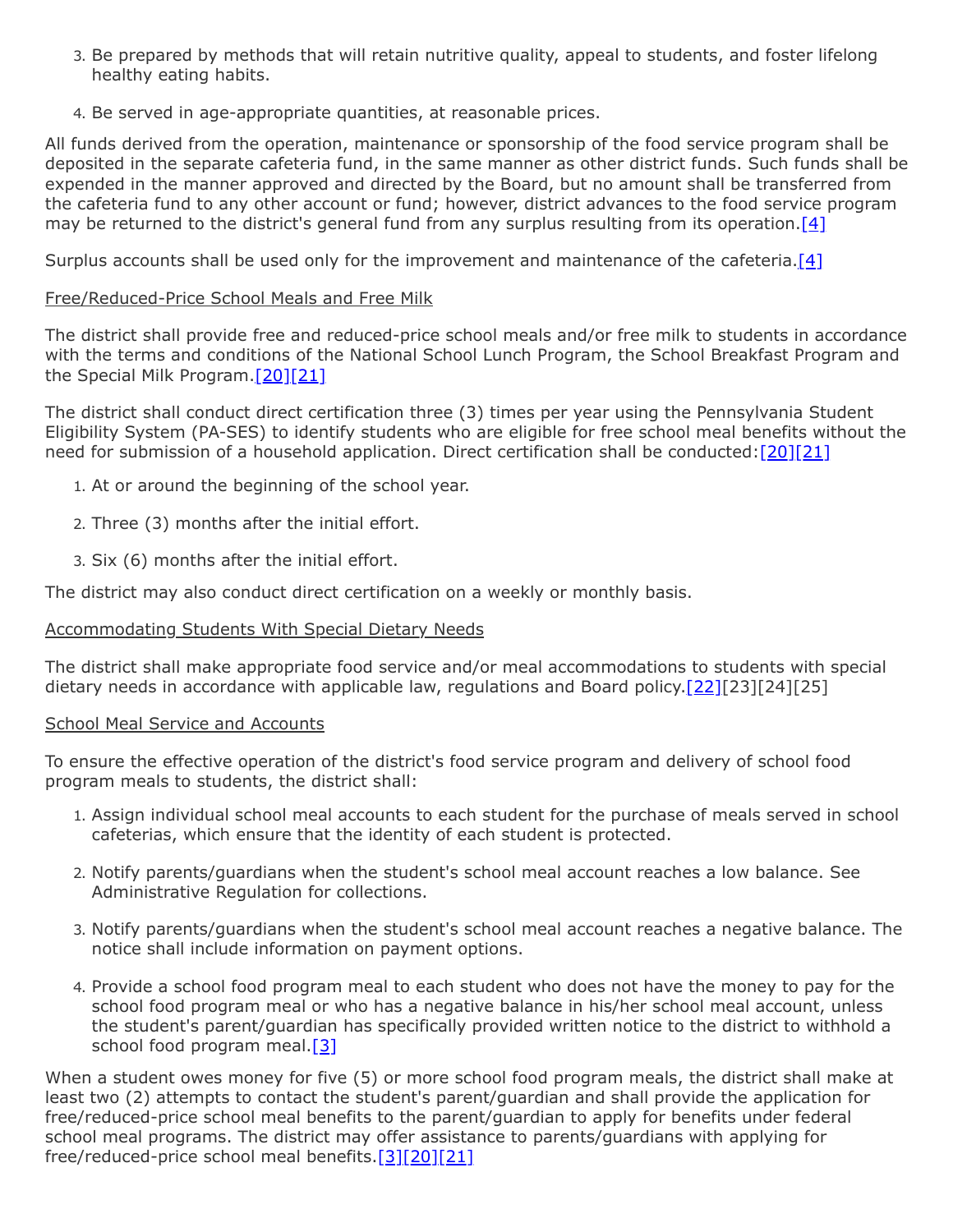3. Be prepared by methods that will retain nutritive quality, appeal to students, and foster lifelong healthy eating habits.
4. Be served in age-appropriate quantities, at reasonable prices.

All funds derived from the operation, maintenance or sponsorship of the food service program shall be deposited in the separate cafeteria fund, in the same manner as other district funds. Such funds shall be expended in the manner approved and directed by the Board, but no amount shall be transferred from the cafeteria fund to any other account or fund; however, district advances to the food service program may be returned to the district's general fund from any surplus resulting from its operation.[4]

Surplus accounts shall be used only for the improvement and maintenance of the cafeteria.[4]

Free/Reduced-Price School Meals and Free Milk

The district shall provide free and reduced-price school meals and/or free milk to students in accordance with the terms and conditions of the National School Lunch Program, the School Breakfast Program and the Special Milk Program.[20][21]

The district shall conduct direct certification three (3) times per year using the Pennsylvania Student Eligibility System (PA-SES) to identify students who are eligible for free school meal benefits without the need for submission of a household application. Direct certification shall be conducted:[20][21]

1. At or around the beginning of the school year.
2. Three (3) months after the initial effort.
3. Six (6) months after the initial effort.

The district may also conduct direct certification on a weekly or monthly basis.

Accommodating Students With Special Dietary Needs

The district shall make appropriate food service and/or meal accommodations to students with special dietary needs in accordance with applicable law, regulations and Board policy.[22][23][24][25]

School Meal Service and Accounts

To ensure the effective operation of the district's food service program and delivery of school food program meals to students, the district shall:

1. Assign individual school meal accounts to each student for the purchase of meals served in school cafeterias, which ensure that the identity of each student is protected.
2. Notify parents/guardians when the student's school meal account reaches a low balance. See Administrative Regulation for collections.
3. Notify parents/guardians when the student's school meal account reaches a negative balance. The notice shall include information on payment options.
4. Provide a school food program meal to each student who does not have the money to pay for the school food program meal or who has a negative balance in his/her school meal account, unless the student's parent/guardian has specifically provided written notice to the district to withhold a school food program meal.[3]

When a student owes money for five (5) or more school food program meals, the district shall make at least two (2) attempts to contact the student's parent/guardian and shall provide the application for free/reduced-price school meal benefits to the parent/guardian to apply for benefits under federal school meal programs. The district may offer assistance to parents/guardians with applying for free/reduced-price school meal benefits.[3][20][21]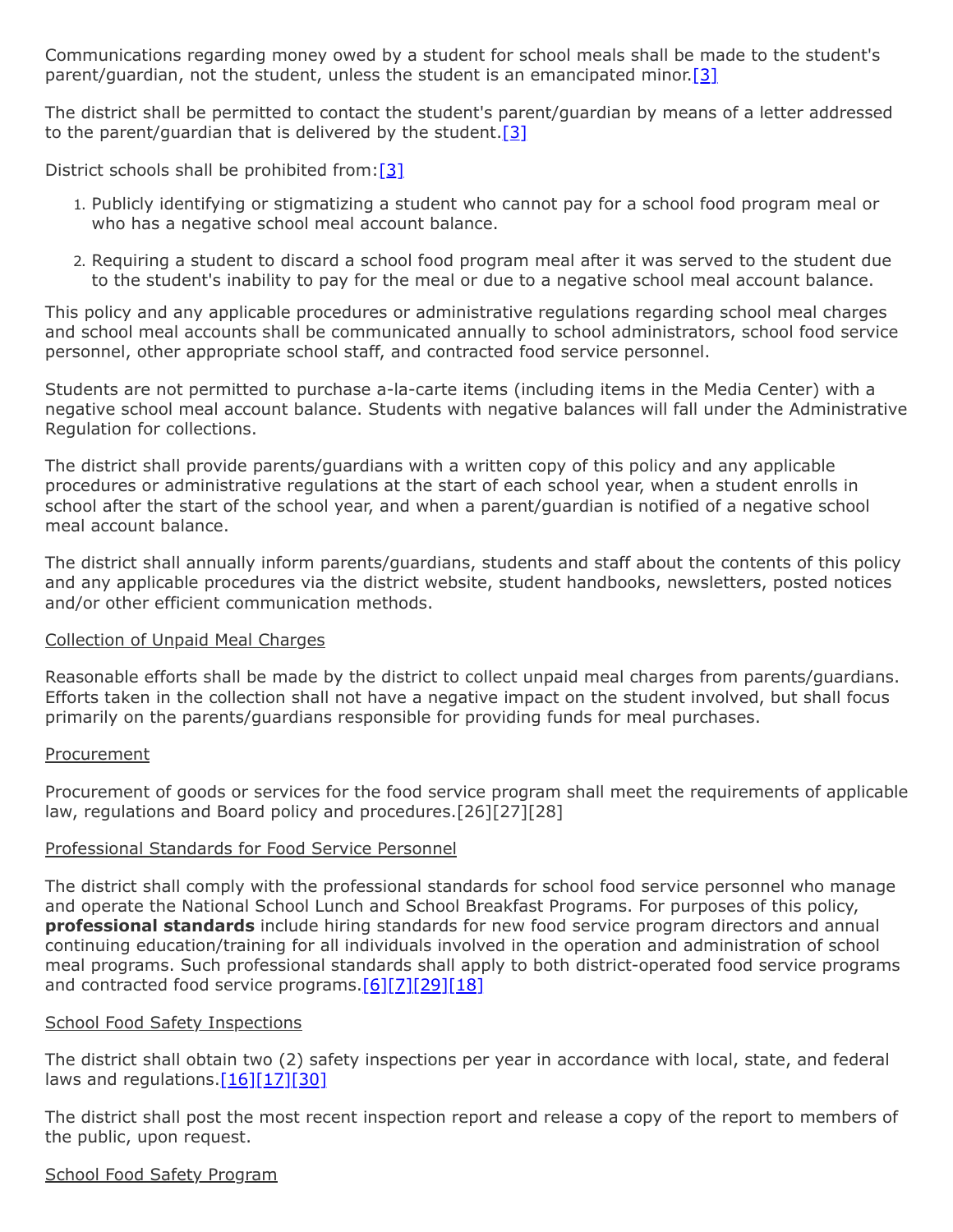Communications regarding money owed by a student for school meals shall be made to the student's parent/guardian, not the student, unless the student is an emancipated minor.[3]

The district shall be permitted to contact the student's parent/guardian by means of a letter addressed to the parent/guardian that is delivered by the student.[3]

District schools shall be prohibited from:[3]

1. Publicly identifying or stigmatizing a student who cannot pay for a school food program meal or who has a negative school meal account balance.
2. Requiring a student to discard a school food program meal after it was served to the student due to the student's inability to pay for the meal or due to a negative school meal account balance.

This policy and any applicable procedures or administrative regulations regarding school meal charges and school meal accounts shall be communicated annually to school administrators, school food service personnel, other appropriate school staff, and contracted food service personnel.

Students are not permitted to purchase a-la-carte items (including items in the Media Center) with a negative school meal account balance. Students with negative balances will fall under the Administrative Regulation for collections.

The district shall provide parents/guardians with a written copy of this policy and any applicable procedures or administrative regulations at the start of each school year, when a student enrolls in school after the start of the school year, and when a parent/guardian is notified of a negative school meal account balance.

The district shall annually inform parents/guardians, students and staff about the contents of this policy and any applicable procedures via the district website, student handbooks, newsletters, posted notices and/or other efficient communication methods.

Collection of Unpaid Meal Charges

Reasonable efforts shall be made by the district to collect unpaid meal charges from parents/guardians. Efforts taken in the collection shall not have a negative impact on the student involved, but shall focus primarily on the parents/guardians responsible for providing funds for meal purchases.

Procurement

Procurement of goods or services for the food service program shall meet the requirements of applicable law, regulations and Board policy and procedures.[26][27][28]

Professional Standards for Food Service Personnel

The district shall comply with the professional standards for school food service personnel who manage and operate the National School Lunch and School Breakfast Programs. For purposes of this policy, **professional standards** include hiring standards for new food service program directors and annual continuing education/training for all individuals involved in the operation and administration of school meal programs. Such professional standards shall apply to both district-operated food service programs and contracted food service programs.[6][7][29][18]

School Food Safety Inspections

The district shall obtain two (2) safety inspections per year in accordance with local, state, and federal laws and regulations.[16][17][30]

The district shall post the most recent inspection report and release a copy of the report to members of the public, upon request.

School Food Safety Program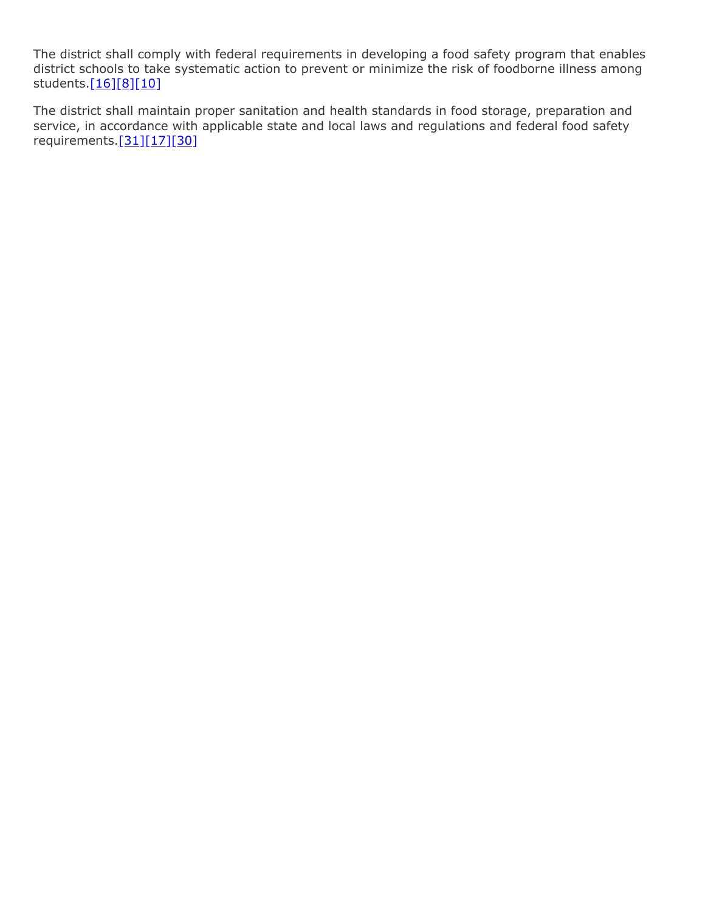The district shall comply with federal requirements in developing a food safety program that enables district schools to take systematic action to prevent or minimize the risk of foodborne illness among students.[16][8][10]

The district shall maintain proper sanitation and health standards in food storage, preparation and service, in accordance with applicable state and local laws and regulations and federal food safety requirements.[31][17][30]